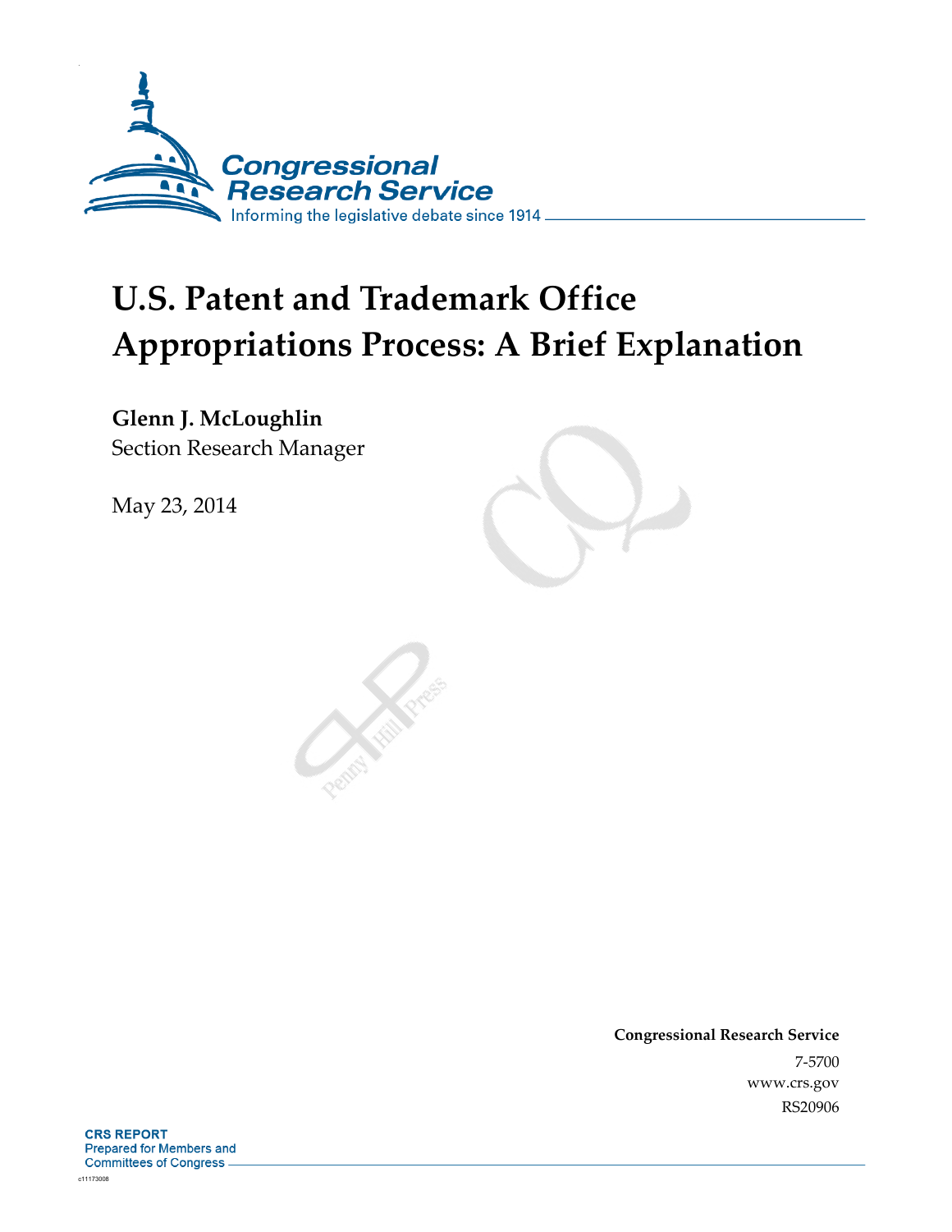Congressional Research Service

Informing the legislative debate since 1914

# U.S. Patent and Trademark Office Appropriations Process: A Brief Explanation

**Glenn J. McLoughlin**

Section Research Manager

May 23, 2014

**Congressional Research Service**

7-5700

www.crs.gov

RS20906

CRS REPORT

Prepared for Members and Committees of Congress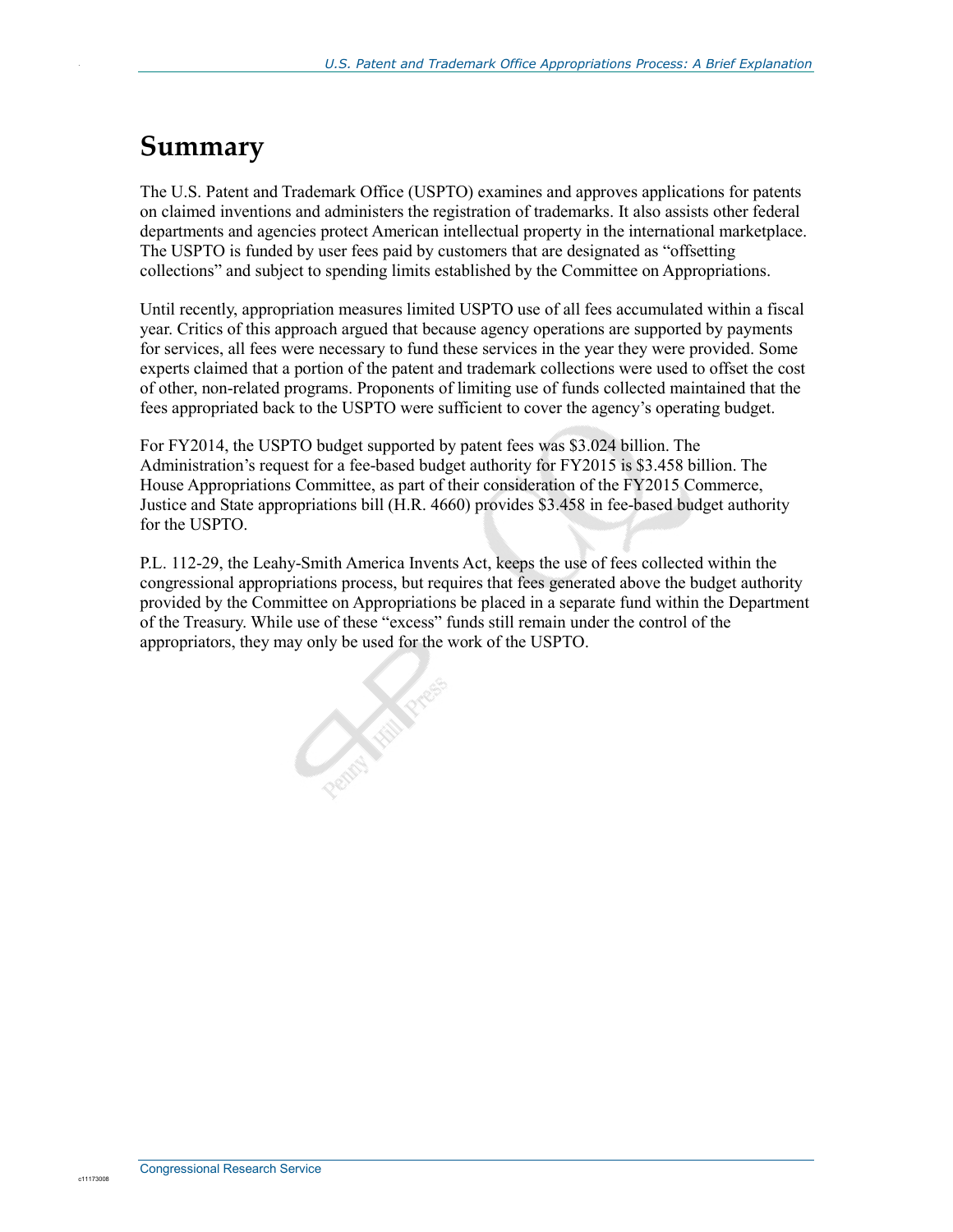# Summary

The U.S. Patent and Trademark Office (USPTO) examines and approves applications for patents on claimed inventions and administers the registration of trademarks. It also assists other federal departments and agencies protect American intellectual property in the international marketplace. The USPTO is funded by user fees paid by customers that are designated as "offsetting collections" and subject to spending limits established by the Committee on Appropriations.

Until recently, appropriation measures limited USPTO use of all fees accumulated within a fiscal year. Critics of this approach argued that because agency operations are supported by payments for services, all fees were necessary to fund these services in the year they were provided. Some experts claimed that a portion of the patent and trademark collections were used to offset the cost of other, non-related programs. Proponents of limiting use of funds collected maintained that the fees appropriated back to the USPTO were sufficient to cover the agency's operating budget.

For FY2014, the USPTO budget supported by patent fees was $3.024 billion. The Administration's request for a fee-based budget authority for FY2015 is $3.458 billion. The House Appropriations Committee, as part of their consideration of the FY2015 Commerce, Justice and State appropriations bill (H.R. 4660) provides $3.458 in fee-based budget authority for the USPTO.

P.L. 112-29, the Leahy-Smith America Invents Act, keeps the use of fees collected within the congressional appropriations process, but requires that fees generated above the budget authority provided by the Committee on Appropriations be placed in a separate fund within the Department of the Treasury. While use of these "excess" funds still remain under the control of the appropriators, they may only be used for the work of the USPTO.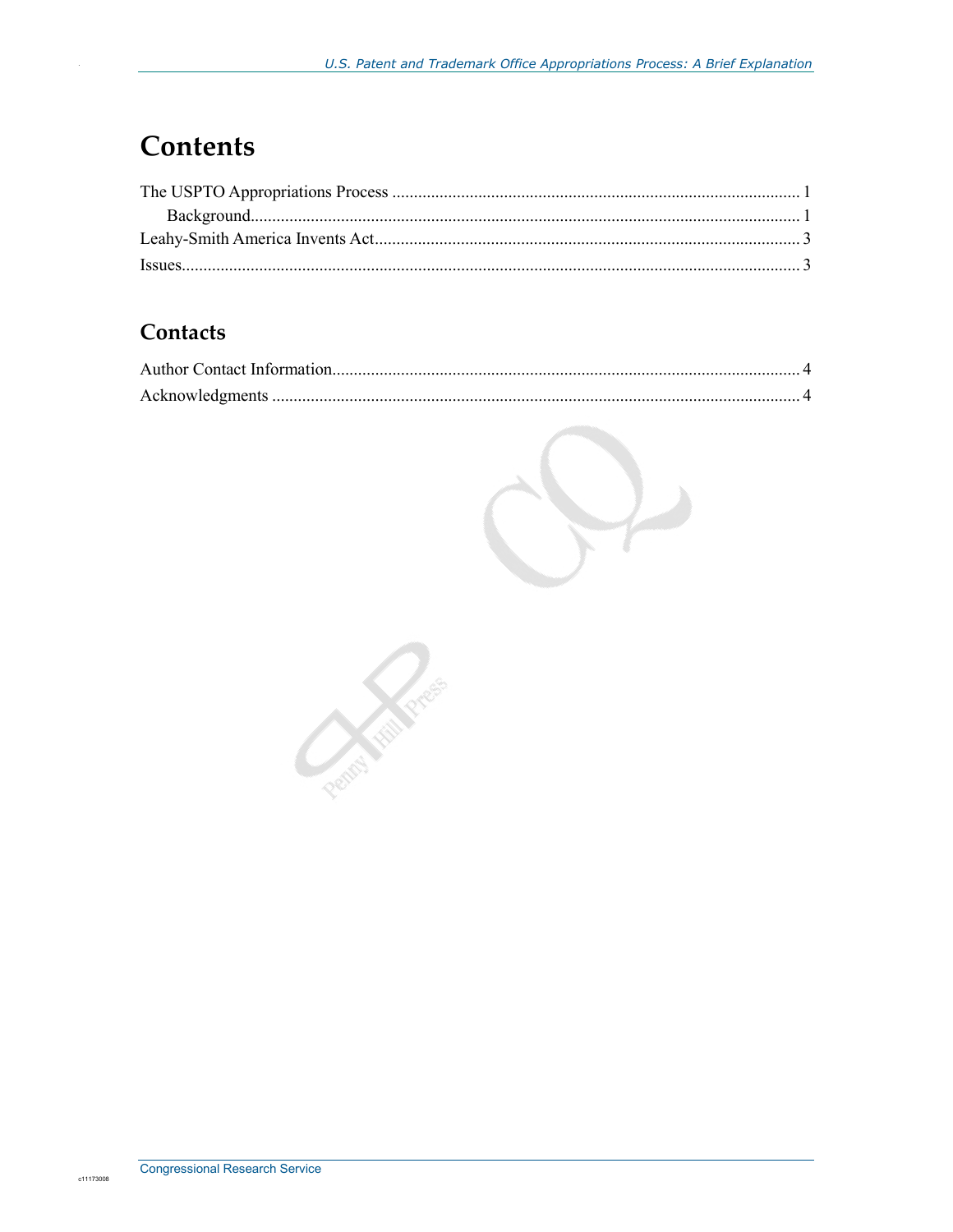# Contents

The USPTO Appropriations Process ............................................................................................... 1

Background............................................................................................................................... 1

Leahy-Smith America Invents Act.................................................................................................. 3

Issues............................................................................................................................................... 3

## Contacts

Author Contact Information............................................................................................................ 4

Acknowledgments .......................................................................................................................... 4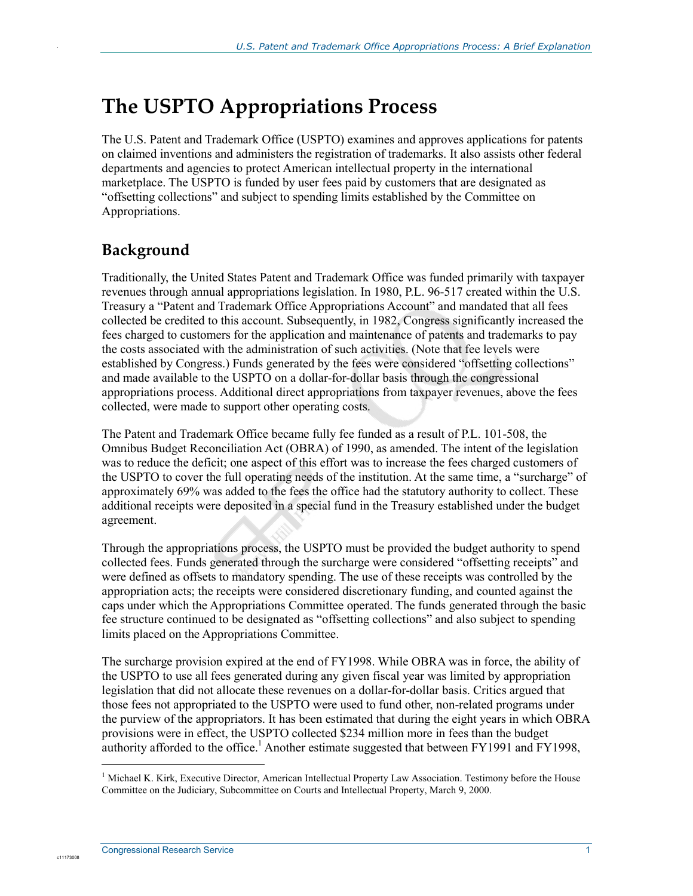# The USPTO Appropriations Process

The U.S. Patent and Trademark Office (USPTO) examines and approves applications for patents on claimed inventions and administers the registration of trademarks. It also assists other federal departments and agencies to protect American intellectual property in the international marketplace. The USPTO is funded by user fees paid by customers that are designated as "offsetting collections" and subject to spending limits established by the Committee on Appropriations.

## Background

Traditionally, the United States Patent and Trademark Office was funded primarily with taxpayer revenues through annual appropriations legislation. In 1980, P.L. 96-517 created within the U.S. Treasury a "Patent and Trademark Office Appropriations Account" and mandated that all fees collected be credited to this account. Subsequently, in 1982, Congress significantly increased the fees charged to customers for the application and maintenance of patents and trademarks to pay the costs associated with the administration of such activities. (Note that fee levels were established by Congress.) Funds generated by the fees were considered "offsetting collections" and made available to the USPTO on a dollar-for-dollar basis through the congressional appropriations process. Additional direct appropriations from taxpayer revenues, above the fees collected, were made to support other operating costs.

The Patent and Trademark Office became fully fee funded as a result of P.L. 101-508, the Omnibus Budget Reconciliation Act (OBRA) of 1990, as amended. The intent of the legislation was to reduce the deficit; one aspect of this effort was to increase the fees charged customers of the USPTO to cover the full operating needs of the institution. At the same time, a "surcharge" of approximately 69% was added to the fees the office had the statutory authority to collect. These additional receipts were deposited in a special fund in the Treasury established under the budget agreement.

Through the appropriations process, the USPTO must be provided the budget authority to spend collected fees. Funds generated through the surcharge were considered "offsetting receipts" and were defined as offsets to mandatory spending. The use of these receipts was controlled by the appropriation acts; the receipts were considered discretionary funding, and counted against the caps under which the Appropriations Committee operated. The funds generated through the basic fee structure continued to be designated as "offsetting collections" and also subject to spending limits placed on the Appropriations Committee.

The surcharge provision expired at the end of FY1998. While OBRA was in force, the ability of the USPTO to use all fees generated during any given fiscal year was limited by appropriation legislation that did not allocate these revenues on a dollar-for-dollar basis. Critics argued that those fees not appropriated to the USPTO were used to fund other, non-related programs under the purview of the appropriators. It has been estimated that during the eight years in which OBRA provisions were in effect, the USPTO collected $234 million more in fees than the budget authority afforded to the office.[1] Another estimate suggested that between FY1991 and FY1998,

[1] Michael K. Kirk, Executive Director, American Intellectual Property Law Association. Testimony before the House Committee on the Judiciary, Subcommittee on Courts and Intellectual Property, March 9, 2000.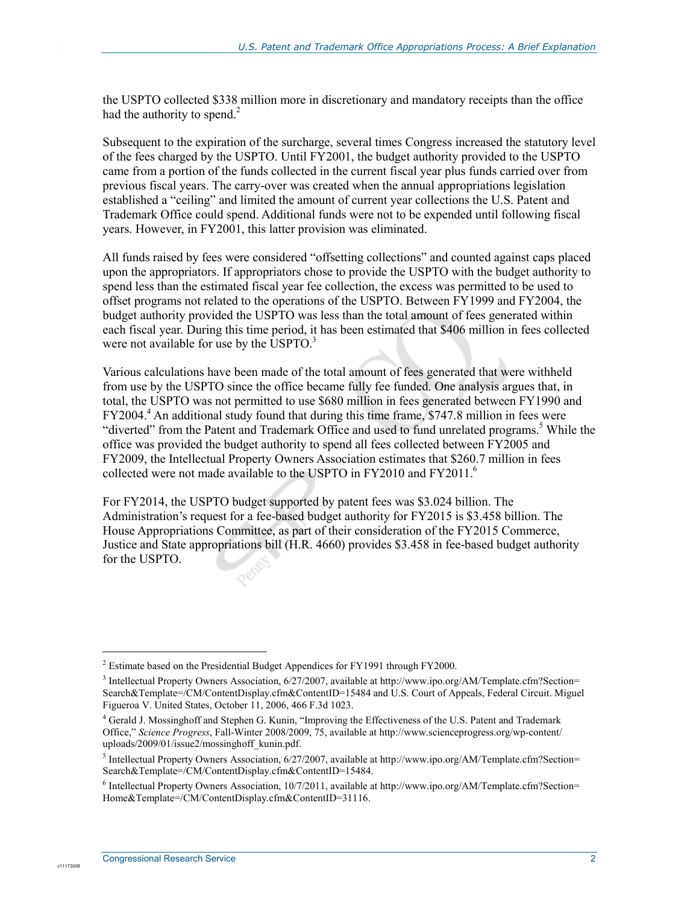the USPTO collected $338 million more in discretionary and mandatory receipts than the office had the authority to spend.[2]

Subsequent to the expiration of the surcharge, several times Congress increased the statutory level of the fees charged by the USPTO. Until FY2001, the budget authority provided to the USPTO came from a portion of the funds collected in the current fiscal year plus funds carried over from previous fiscal years. The carry-over was created when the annual appropriations legislation established a "ceiling" and limited the amount of current year collections the U.S. Patent and Trademark Office could spend. Additional funds were not to be expended until following fiscal years. However, in FY2001, this latter provision was eliminated.

All funds raised by fees were considered "offsetting collections" and counted against caps placed upon the appropriators. If appropriators chose to provide the USPTO with the budget authority to spend less than the estimated fiscal year fee collection, the excess was permitted to be used to offset programs not related to the operations of the USPTO. Between FY1999 and FY2004, the budget authority provided the USPTO was less than the total amount of fees generated within each fiscal year. During this time period, it has been estimated that $406 million in fees collected were not available for use by the USPTO.[3]

Various calculations have been made of the total amount of fees generated that were withheld from use by the USPTO since the office became fully fee funded. One analysis argues that, in total, the USPTO was not permitted to use $680 million in fees generated between FY1990 and FY2004.[4] An additional study found that during this time frame, $747.8 million in fees were "diverted" from the Patent and Trademark Office and used to fund unrelated programs.[5] While the office was provided the budget authority to spend all fees collected between FY2005 and FY2009, the Intellectual Property Owners Association estimates that $260.7 million in fees collected were not made available to the USPTO in FY2010 and FY2011.[6]

For FY2014, the USPTO budget supported by patent fees was $3.024 billion. The Administration's request for a fee-based budget authority for FY2015 is $3.458 billion. The House Appropriations Committee, as part of their consideration of the FY2015 Commerce, Justice and State appropriations bill (H.R. 4660) provides $3.458 in fee-based budget authority for the USPTO.

---

[2] Estimate based on the Presidential Budget Appendices for FY1991 through FY2000.

[3] Intellectual Property Owners Association, 6/27/2007, available at http://www.ipo.org/AM/Template.cfm?Section=Search&Template=/CM/ContentDisplay.cfm&ContentID=15484 and U.S. Court of Appeals, Federal Circuit. Miguel Figueroa V. United States, October 11, 2006, 466 F.3d 1023.

[4] Gerald J. Mossinghoff and Stephen G. Kunin, "Improving the Effectiveness of the U.S. Patent and Trademark Office," *Science Progress*, Fall-Winter 2008/2009, 75, available at http://www.scienceprogress.org/wp-content/uploads/2009/01/issue2/mossinghoff_kunin.pdf.

[5] Intellectual Property Owners Association, 6/27/2007, available at http://www.ipo.org/AM/Template.cfm?Section=Search&Template=/CM/ContentDisplay.cfm&ContentID=15484.

[6] Intellectual Property Owners Association, 10/7/2011, available at http://www.ipo.org/AM/Template.cfm?Section=Home&Template=/CM/ContentDisplay.cfm&ContentID=31116.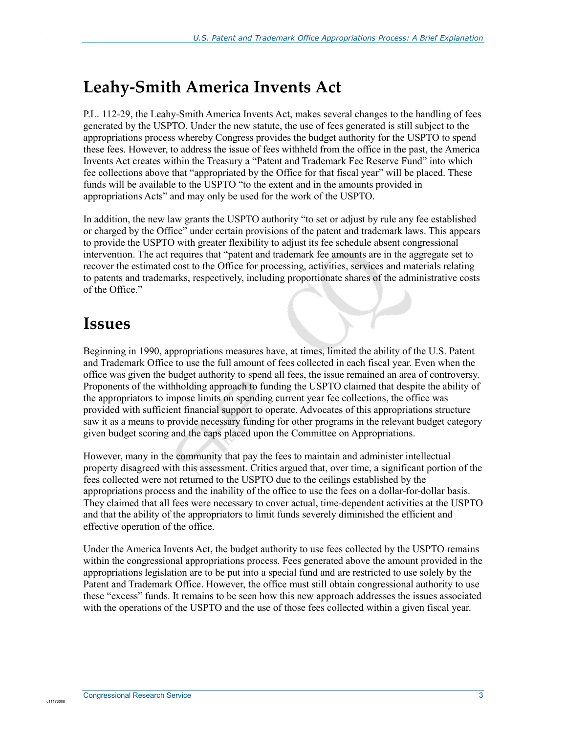## Leahy-Smith America Invents Act

P.L. 112-29, the Leahy-Smith America Invents Act, makes several changes to the handling of fees generated by the USPTO. Under the new statute, the use of fees generated is still subject to the appropriations process whereby Congress provides the budget authority for the USPTO to spend these fees. However, to address the issue of fees withheld from the office in the past, the America Invents Act creates within the Treasury a "Patent and Trademark Fee Reserve Fund" into which fee collections above that "appropriated by the Office for that fiscal year" will be placed. These funds will be available to the USPTO "to the extent and in the amounts provided in appropriations Acts" and may only be used for the work of the USPTO.

In addition, the new law grants the USPTO authority "to set or adjust by rule any fee established or charged by the Office" under certain provisions of the patent and trademark laws. This appears to provide the USPTO with greater flexibility to adjust its fee schedule absent congressional intervention. The act requires that "patent and trademark fee amounts are in the aggregate set to recover the estimated cost to the Office for processing, activities, services and materials relating to patents and trademarks, respectively, including proportionate shares of the administrative costs of the Office."

## Issues

Beginning in 1990, appropriations measures have, at times, limited the ability of the U.S. Patent and Trademark Office to use the full amount of fees collected in each fiscal year. Even when the office was given the budget authority to spend all fees, the issue remained an area of controversy. Proponents of the withholding approach to funding the USPTO claimed that despite the ability of the appropriators to impose limits on spending current year fee collections, the office was provided with sufficient financial support to operate. Advocates of this appropriations structure saw it as a means to provide necessary funding for other programs in the relevant budget category given budget scoring and the caps placed upon the Committee on Appropriations.

However, many in the community that pay the fees to maintain and administer intellectual property disagreed with this assessment. Critics argued that, over time, a significant portion of the fees collected were not returned to the USPTO due to the ceilings established by the appropriations process and the inability of the office to use the fees on a dollar-for-dollar basis. They claimed that all fees were necessary to cover actual, time-dependent activities at the USPTO and that the ability of the appropriators to limit funds severely diminished the efficient and effective operation of the office.

Under the America Invents Act, the budget authority to use fees collected by the USPTO remains within the congressional appropriations process. Fees generated above the amount provided in the appropriations legislation are to be put into a special fund and are restricted to use solely by the Patent and Trademark Office. However, the office must still obtain congressional authority to use these "excess" funds. It remains to be seen how this new approach addresses the issues associated with the operations of the USPTO and the use of those fees collected within a given fiscal year.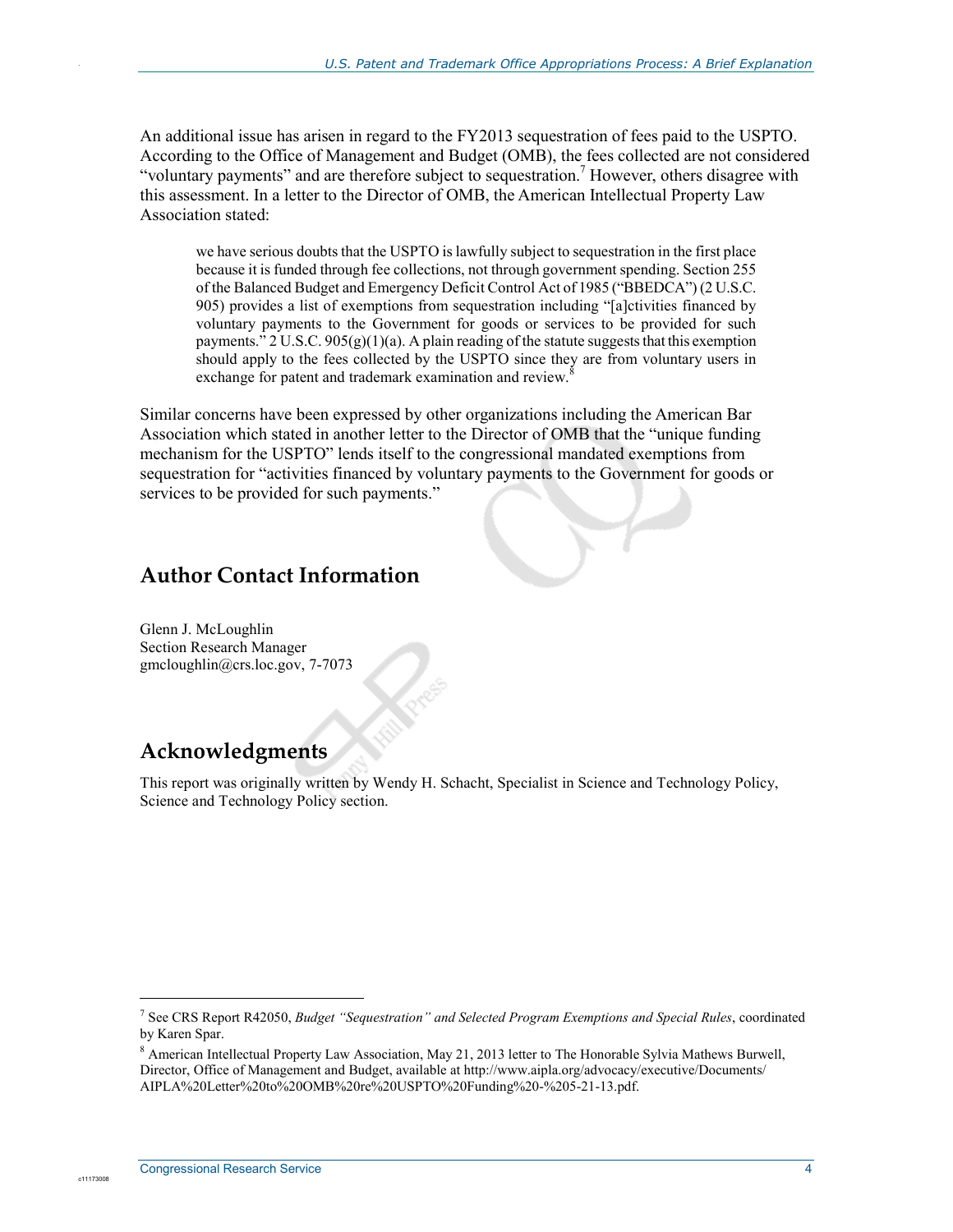An additional issue has arisen in regard to the FY2013 sequestration of fees paid to the USPTO. According to the Office of Management and Budget (OMB), the fees collected are not considered "voluntary payments" and are therefore subject to sequestration.[7] However, others disagree with this assessment. In a letter to the Director of OMB, the American Intellectual Property Law Association stated:

> we have serious doubts that the USPTO is lawfully subject to sequestration in the first place because it is funded through fee collections, not through government spending. Section 255 of the Balanced Budget and Emergency Deficit Control Act of 1985 ("BBEDCA") (2 U.S.C. 905) provides a list of exemptions from sequestration including "[a]ctivities financed by voluntary payments to the Government for goods or services to be provided for such payments." 2 U.S.C. 905(g)(1)(a). A plain reading of the statute suggests that this exemption should apply to the fees collected by the USPTO since they are from voluntary users in exchange for patent and trademark examination and review.[8]

Similar concerns have been expressed by other organizations including the American Bar Association which stated in another letter to the Director of OMB that the "unique funding mechanism for the USPTO" lends itself to the congressional mandated exemptions from sequestration for "activities financed by voluntary payments to the Government for goods or services to be provided for such payments."

## Author Contact Information

Glenn J. McLoughlin
Section Research Manager
gmcloughlin@crs.loc.gov, 7-7073

## Acknowledgments

This report was originally written by Wendy H. Schacht, Specialist in Science and Technology Policy, Science and Technology Policy section.

---

[7] See CRS Report R42050, *Budget "Sequestration" and Selected Program Exemptions and Special Rules*, coordinated by Karen Spar.

[8] American Intellectual Property Law Association, May 21, 2013 letter to The Honorable Sylvia Mathews Burwell, Director, Office of Management and Budget, available at http://www.aipla.org/advocacy/executive/Documents/AIPLA%20Letter%20to%20OMB%20re%20USPTO%20Funding%20-%205-21-13.pdf.